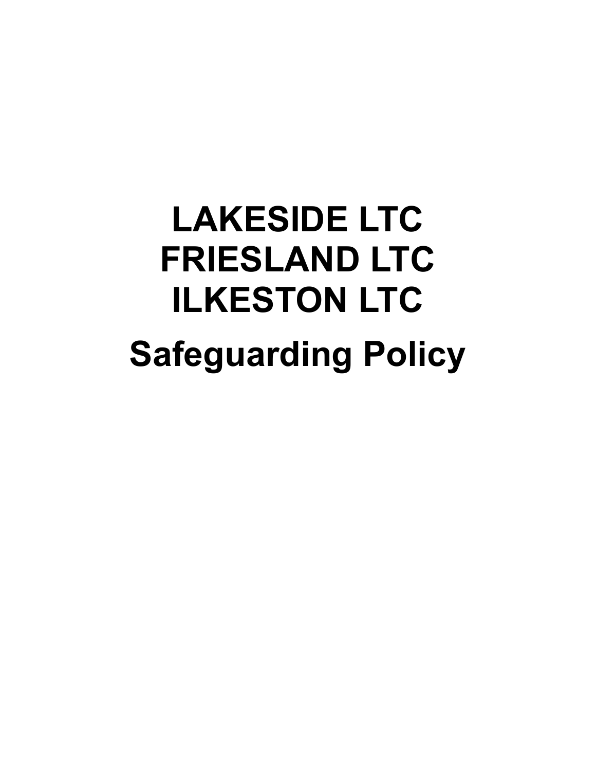# LAKESIDE LTC
# FRIESLAND LTC
# ILKESTON LTC

# Safeguarding Policy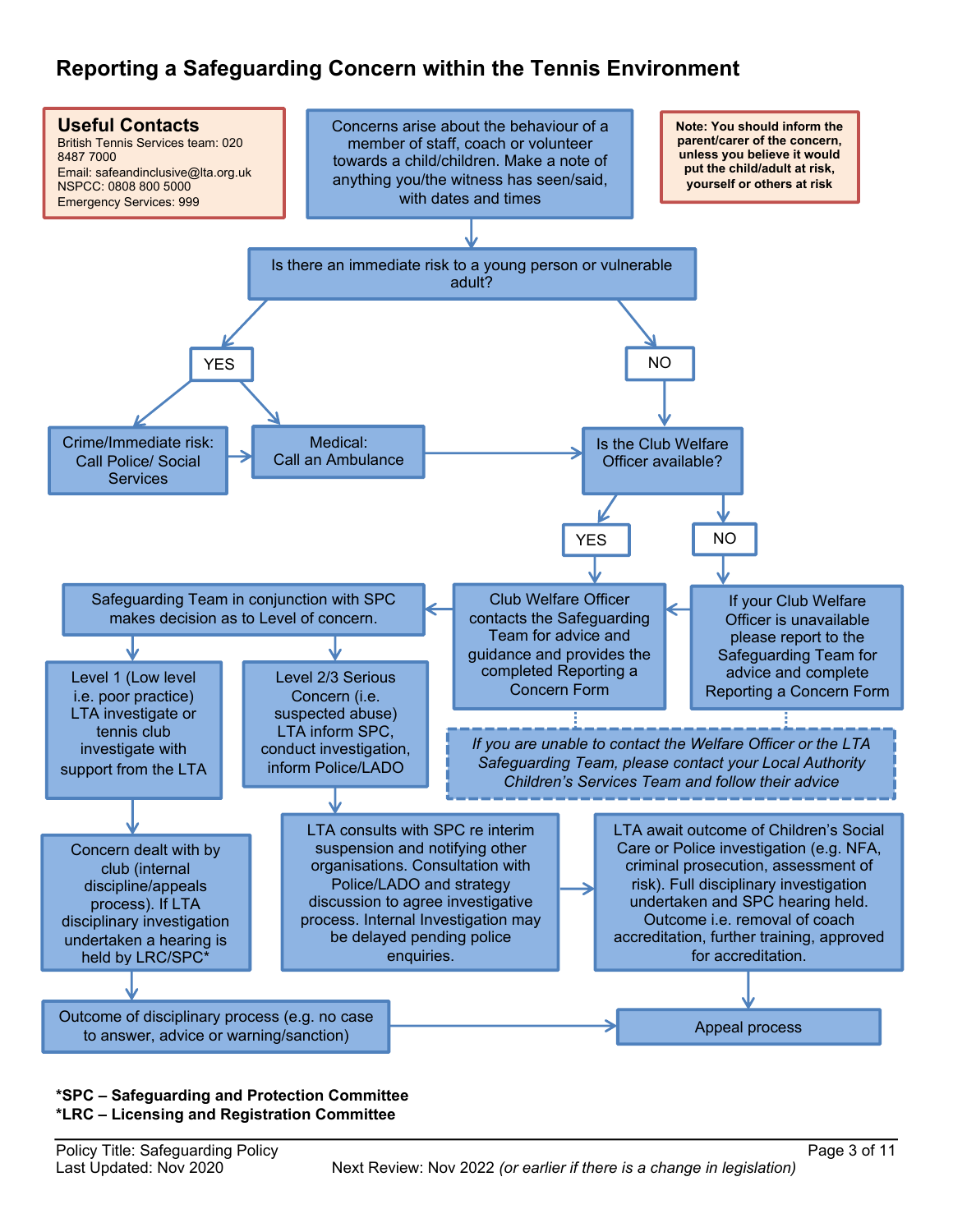# Reporting a Safeguarding Concern within the Tennis Environment

**Useful Contacts**
British Tennis Services team: 020 8487 7000
Email: safeandinclusive@lta.org.uk
NSPCC: 0808 800 5000
Emergency Services: 999

**Note: You should inform the parent/carer of the concern, unless you believe it would put the child/adult at risk, yourself or others at risk**

Concerns arise about the behaviour of a member of staff, coach or volunteer towards a child/children. Make a note of anything you/the witness has seen/said, with dates and times

Is there an immediate risk to a young person or vulnerable adult?

**YES**

- Crime/Immediate risk: Call Police/ Social Services
- Medical: Call an Ambulance

**NO**

Is the Club Welfare Officer available?

- **YES**: Club Welfare Officer contacts the Safeguarding Team for advice and guidance and provides the completed Reporting a Concern Form
- **NO**: If your Club Welfare Officer is unavailable please report to the Safeguarding Team for advice and complete Reporting a Concern Form

*If you are unable to contact the Welfare Officer or the LTA Safeguarding Team, please contact your Local Authority Children's Services Team and follow their advice*

Safeguarding Team in conjunction with SPC makes decision as to Level of concern.

- Level 1 (Low level i.e. poor practice) LTA investigate or tennis club investigate with support from the LTA
  - Concern dealt with by club (internal discipline/appeals process). If LTA disciplinary investigation undertaken a hearing is held by LRC/SPC*
  - Outcome of disciplinary process (e.g. no case to answer, advice or warning/sanction)
  - Appeal process
- Level 2/3 Serious Concern (i.e. suspected abuse) LTA inform SPC, conduct investigation, inform Police/LADO
  - LTA consults with SPC re interim suspension and notifying other organisations. Consultation with Police/LADO and strategy discussion to agree investigative process. Internal Investigation may be delayed pending police enquiries.
  - LTA await outcome of Children's Social Care or Police investigation (e.g. NFA, criminal prosecution, assessment of risk). Full disciplinary investigation undertaken and SPC hearing held. Outcome i.e. removal of coach accreditation, further training, approved for accreditation.
  - Appeal process

**\*SPC – Safeguarding and Protection Committee**
**\*LRC – Licensing and Registration Committee**

Policy Title: Safeguarding Policy
Last Updated: Nov 2020
Next Review: Nov 2022 *(or earlier if there is a change in legislation)*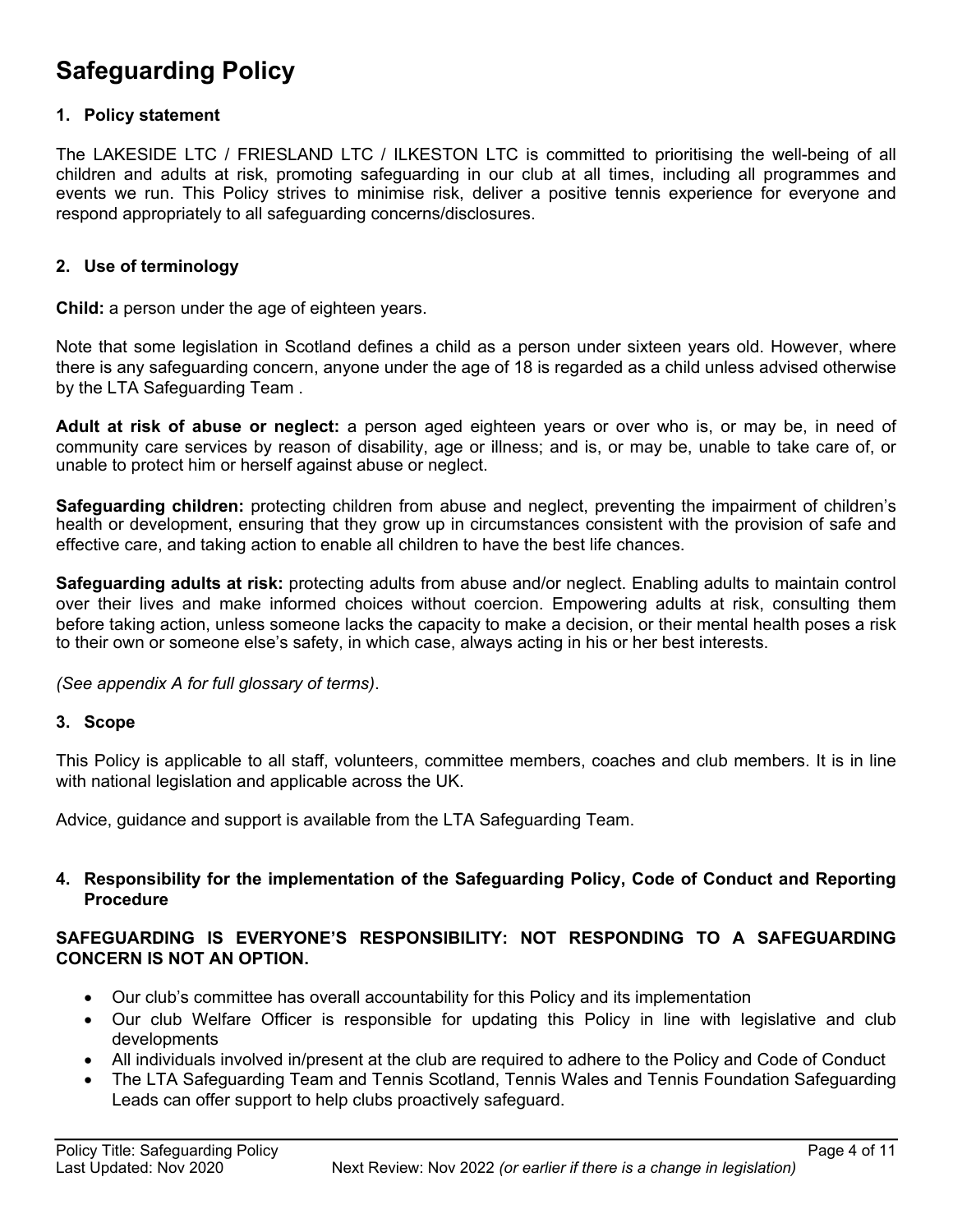# Safeguarding Policy

## 1. Policy statement

The LAKESIDE LTC / FRIESLAND LTC / ILKESTON LTC is committed to prioritising the well-being of all children and adults at risk, promoting safeguarding in our club at all times, including all programmes and events we run. This Policy strives to minimise risk, deliver a positive tennis experience for everyone and respond appropriately to all safeguarding concerns/disclosures.

## 2. Use of terminology

**Child:** a person under the age of eighteen years.

Note that some legislation in Scotland defines a child as a person under sixteen years old. However, where there is any safeguarding concern, anyone under the age of 18 is regarded as a child unless advised otherwise by the LTA Safeguarding Team .

**Adult at risk of abuse or neglect:** a person aged eighteen years or over who is, or may be, in need of community care services by reason of disability, age or illness; and is, or may be, unable to take care of, or unable to protect him or herself against abuse or neglect.

**Safeguarding children:** protecting children from abuse and neglect, preventing the impairment of children's health or development, ensuring that they grow up in circumstances consistent with the provision of safe and effective care, and taking action to enable all children to have the best life chances.

**Safeguarding adults at risk:** protecting adults from abuse and/or neglect. Enabling adults to maintain control over their lives and make informed choices without coercion. Empowering adults at risk, consulting them before taking action, unless someone lacks the capacity to make a decision, or their mental health poses a risk to their own or someone else's safety, in which case, always acting in his or her best interests.

*(See appendix A for full glossary of terms)*.

## 3. Scope

This Policy is applicable to all staff, volunteers, committee members, coaches and club members. It is in line with national legislation and applicable across the UK.

Advice, guidance and support is available from the LTA Safeguarding Team.

## 4. Responsibility for the implementation of the Safeguarding Policy, Code of Conduct and Reporting Procedure

**SAFEGUARDING IS EVERYONE'S RESPONSIBILITY: NOT RESPONDING TO A SAFEGUARDING CONCERN IS NOT AN OPTION.**

- Our club's committee has overall accountability for this Policy and its implementation
- Our club Welfare Officer is responsible for updating this Policy in line with legislative and club developments
- All individuals involved in/present at the club are required to adhere to the Policy and Code of Conduct
- The LTA Safeguarding Team and Tennis Scotland, Tennis Wales and Tennis Foundation Safeguarding Leads can offer support to help clubs proactively safeguard.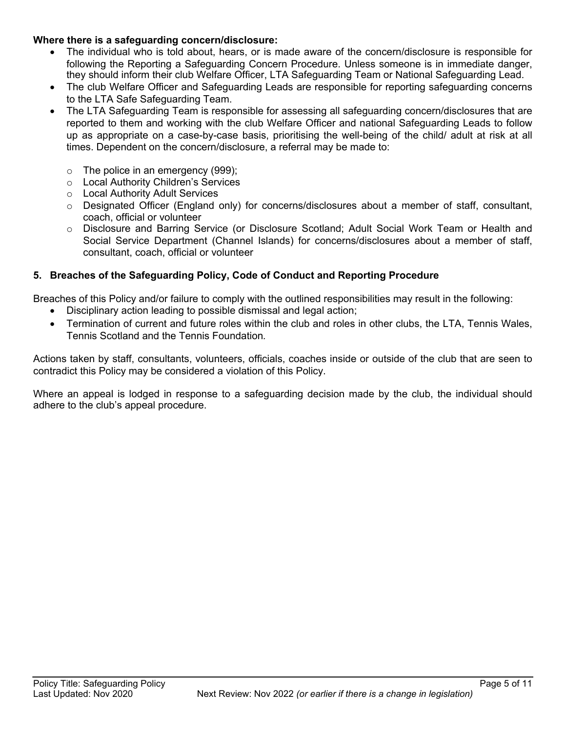**Where there is a safeguarding concern/disclosure:**

- The individual who is told about, hears, or is made aware of the concern/disclosure is responsible for following the Reporting a Safeguarding Concern Procedure. Unless someone is in immediate danger, they should inform their club Welfare Officer, LTA Safeguarding Team or National Safeguarding Lead.
- The club Welfare Officer and Safeguarding Leads are responsible for reporting safeguarding concerns to the LTA Safe Safeguarding Team.
- The LTA Safeguarding Team is responsible for assessing all safeguarding concern/disclosures that are reported to them and working with the club Welfare Officer and national Safeguarding Leads to follow up as appropriate on a case-by-case basis, prioritising the well-being of the child/ adult at risk at all times. Dependent on the concern/disclosure, a referral may be made to:
    - The police in an emergency (999);
    - Local Authority Children's Services
    - Local Authority Adult Services
    - Designated Officer (England only) for concerns/disclosures about a member of staff, consultant, coach, official or volunteer
    - Disclosure and Barring Service (or Disclosure Scotland; Adult Social Work Team or Health and Social Service Department (Channel Islands) for concerns/disclosures about a member of staff, consultant, coach, official or volunteer

### 5. Breaches of the Safeguarding Policy, Code of Conduct and Reporting Procedure

Breaches of this Policy and/or failure to comply with the outlined responsibilities may result in the following:

- Disciplinary action leading to possible dismissal and legal action;
- Termination of current and future roles within the club and roles in other clubs, the LTA, Tennis Wales, Tennis Scotland and the Tennis Foundation.

Actions taken by staff, consultants, volunteers, officials, coaches inside or outside of the club that are seen to contradict this Policy may be considered a violation of this Policy.

Where an appeal is lodged in response to a safeguarding decision made by the club, the individual should adhere to the club's appeal procedure.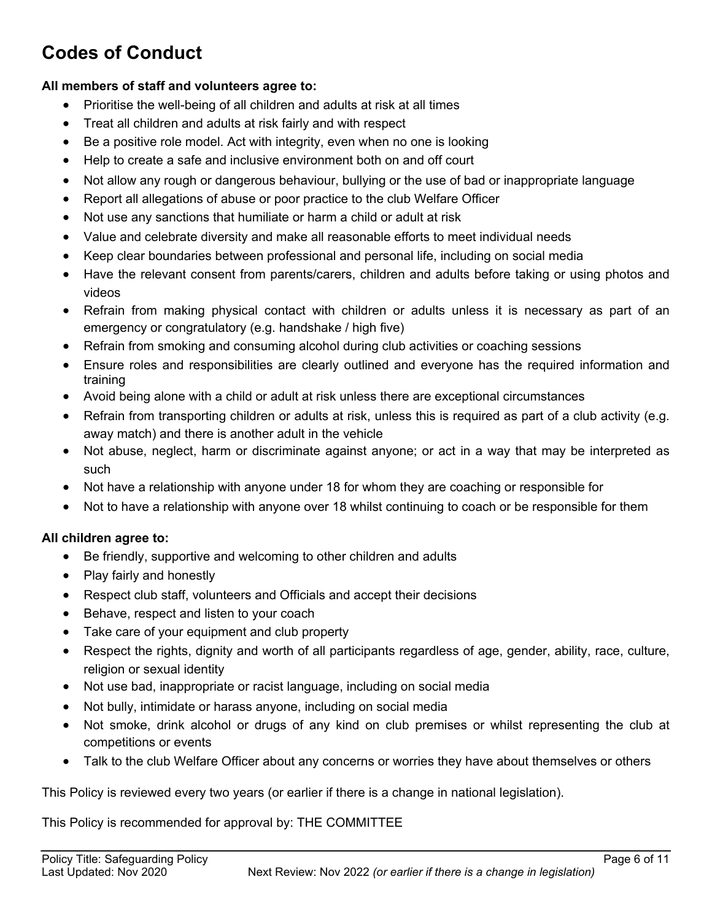# Codes of Conduct

**All members of staff and volunteers agree to:**

- Prioritise the well-being of all children and adults at risk at all times
- Treat all children and adults at risk fairly and with respect
- Be a positive role model. Act with integrity, even when no one is looking
- Help to create a safe and inclusive environment both on and off court
- Not allow any rough or dangerous behaviour, bullying or the use of bad or inappropriate language
- Report all allegations of abuse or poor practice to the club Welfare Officer
- Not use any sanctions that humiliate or harm a child or adult at risk
- Value and celebrate diversity and make all reasonable efforts to meet individual needs
- Keep clear boundaries between professional and personal life, including on social media
- Have the relevant consent from parents/carers, children and adults before taking or using photos and videos
- Refrain from making physical contact with children or adults unless it is necessary as part of an emergency or congratulatory (e.g. handshake / high five)
- Refrain from smoking and consuming alcohol during club activities or coaching sessions
- Ensure roles and responsibilities are clearly outlined and everyone has the required information and training
- Avoid being alone with a child or adult at risk unless there are exceptional circumstances
- Refrain from transporting children or adults at risk, unless this is required as part of a club activity (e.g. away match) and there is another adult in the vehicle
- Not abuse, neglect, harm or discriminate against anyone; or act in a way that may be interpreted as such
- Not have a relationship with anyone under 18 for whom they are coaching or responsible for
- Not to have a relationship with anyone over 18 whilst continuing to coach or be responsible for them

**All children agree to:**

- Be friendly, supportive and welcoming to other children and adults
- Play fairly and honestly
- Respect club staff, volunteers and Officials and accept their decisions
- Behave, respect and listen to your coach
- Take care of your equipment and club property
- Respect the rights, dignity and worth of all participants regardless of age, gender, ability, race, culture, religion or sexual identity
- Not use bad, inappropriate or racist language, including on social media
- Not bully, intimidate or harass anyone, including on social media
- Not smoke, drink alcohol or drugs of any kind on club premises or whilst representing the club at competitions or events
- Talk to the club Welfare Officer about any concerns or worries they have about themselves or others

This Policy is reviewed every two years (or earlier if there is a change in national legislation).

This Policy is recommended for approval by: THE COMMITTEE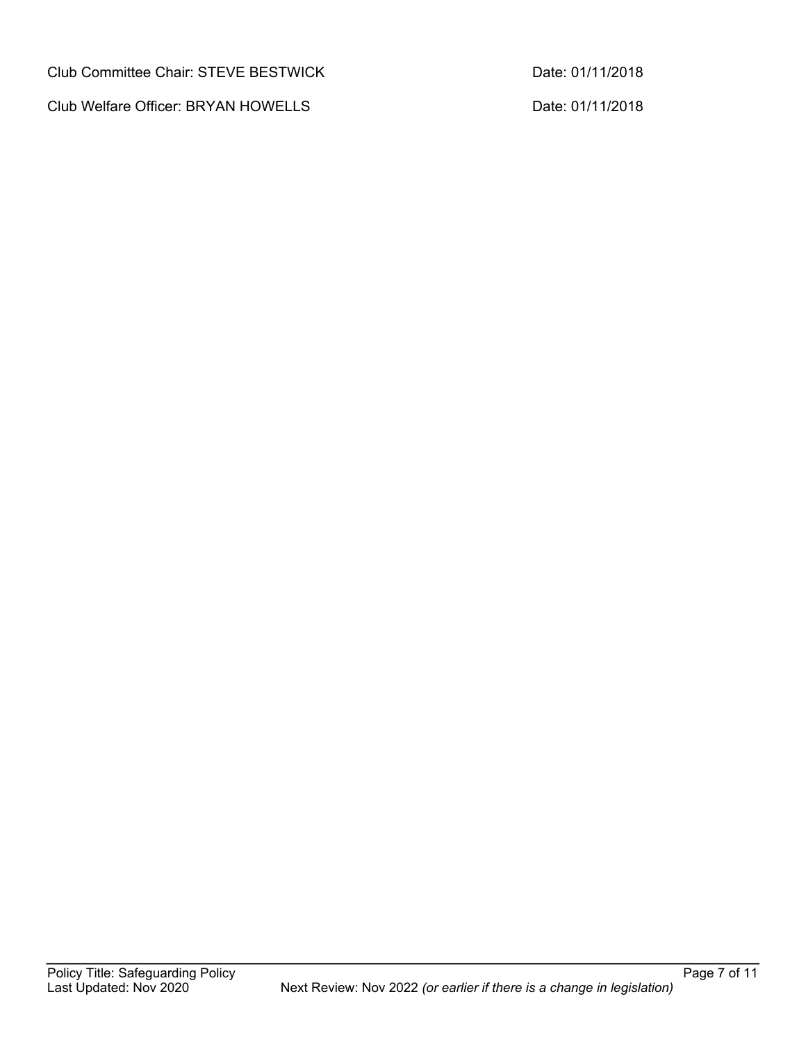Club Committee Chair: STEVE BESTWICK Date: 01/11/2018

Club Welfare Officer: BRYAN HOWELLS Date: 01/11/2018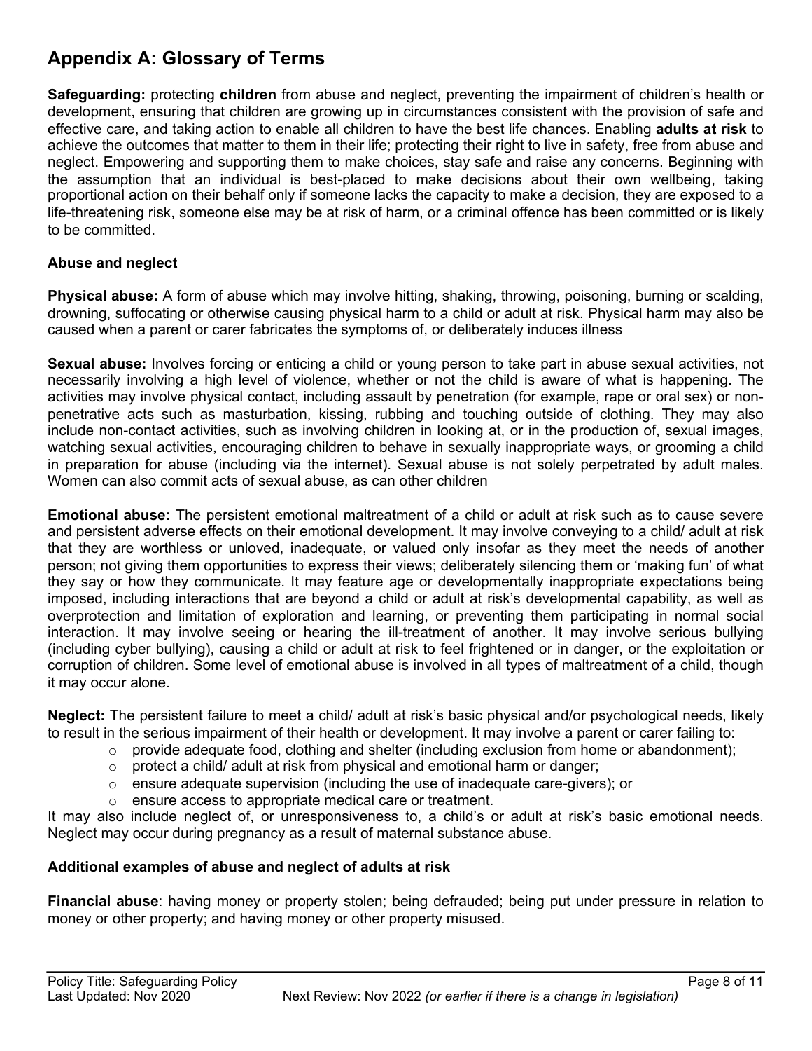## Appendix A: Glossary of Terms

**Safeguarding:** protecting **children** from abuse and neglect, preventing the impairment of children's health or development, ensuring that children are growing up in circumstances consistent with the provision of safe and effective care, and taking action to enable all children to have the best life chances. Enabling **adults at risk** to achieve the outcomes that matter to them in their life; protecting their right to live in safety, free from abuse and neglect. Empowering and supporting them to make choices, stay safe and raise any concerns. Beginning with the assumption that an individual is best-placed to make decisions about their own wellbeing, taking proportional action on their behalf only if someone lacks the capacity to make a decision, they are exposed to a life-threatening risk, someone else may be at risk of harm, or a criminal offence has been committed or is likely to be committed.

### Abuse and neglect

**Physical abuse:** A form of abuse which may involve hitting, shaking, throwing, poisoning, burning or scalding, drowning, suffocating or otherwise causing physical harm to a child or adult at risk. Physical harm may also be caused when a parent or carer fabricates the symptoms of, or deliberately induces illness

**Sexual abuse:** Involves forcing or enticing a child or young person to take part in abuse sexual activities, not necessarily involving a high level of violence, whether or not the child is aware of what is happening. The activities may involve physical contact, including assault by penetration (for example, rape or oral sex) or non-penetrative acts such as masturbation, kissing, rubbing and touching outside of clothing. They may also include non-contact activities, such as involving children in looking at, or in the production of, sexual images, watching sexual activities, encouraging children to behave in sexually inappropriate ways, or grooming a child in preparation for abuse (including via the internet). Sexual abuse is not solely perpetrated by adult males. Women can also commit acts of sexual abuse, as can other children

**Emotional abuse:** The persistent emotional maltreatment of a child or adult at risk such as to cause severe and persistent adverse effects on their emotional development. It may involve conveying to a child/ adult at risk that they are worthless or unloved, inadequate, or valued only insofar as they meet the needs of another person; not giving them opportunities to express their views; deliberately silencing them or 'making fun' of what they say or how they communicate. It may feature age or developmentally inappropriate expectations being imposed, including interactions that are beyond a child or adult at risk's developmental capability, as well as overprotection and limitation of exploration and learning, or preventing them participating in normal social interaction. It may involve seeing or hearing the ill-treatment of another. It may involve serious bullying (including cyber bullying), causing a child or adult at risk to feel frightened or in danger, or the exploitation or corruption of children. Some level of emotional abuse is involved in all types of maltreatment of a child, though it may occur alone.

**Neglect:** The persistent failure to meet a child/ adult at risk's basic physical and/or psychological needs, likely to result in the serious impairment of their health or development. It may involve a parent or carer failing to:

- provide adequate food, clothing and shelter (including exclusion from home or abandonment);
- protect a child/ adult at risk from physical and emotional harm or danger;
- ensure adequate supervision (including the use of inadequate care-givers); or
- ensure access to appropriate medical care or treatment.

It may also include neglect of, or unresponsiveness to, a child's or adult at risk's basic emotional needs. Neglect may occur during pregnancy as a result of maternal substance abuse.

### Additional examples of abuse and neglect of adults at risk

**Financial abuse**: having money or property stolen; being defrauded; being put under pressure in relation to money or other property; and having money or other property misused.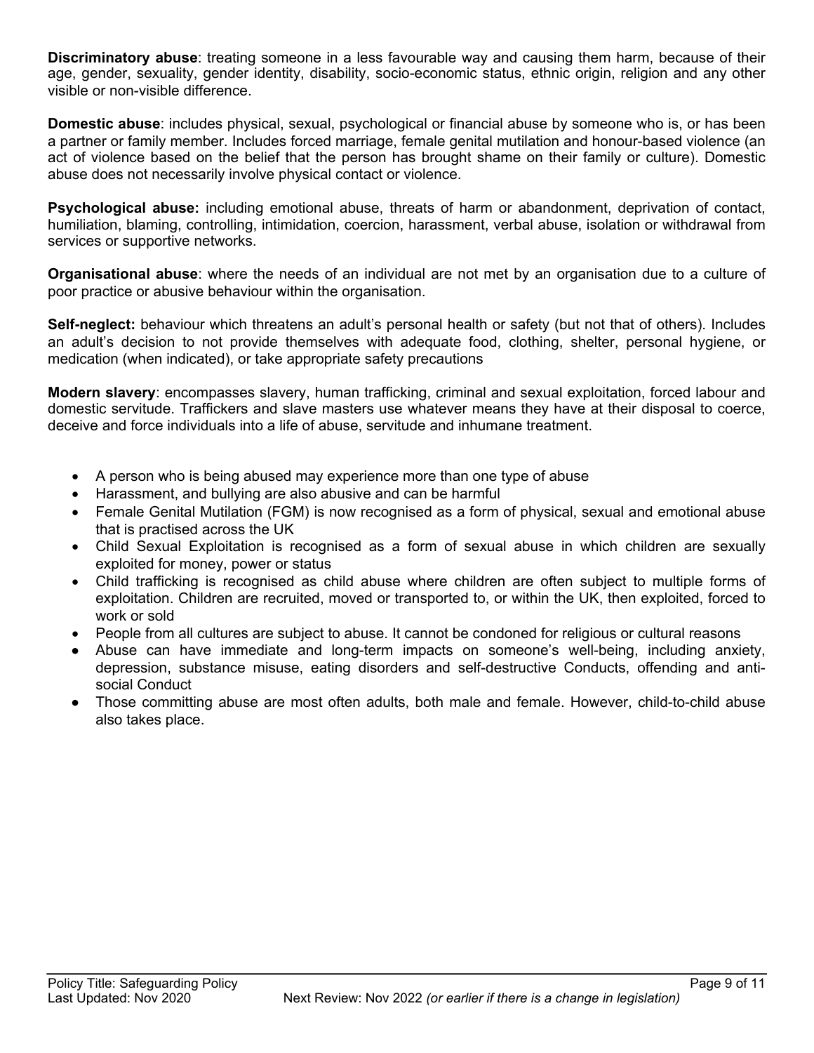**Discriminatory abuse**: treating someone in a less favourable way and causing them harm, because of their age, gender, sexuality, gender identity, disability, socio-economic status, ethnic origin, religion and any other visible or non-visible difference.

**Domestic abuse**: includes physical, sexual, psychological or financial abuse by someone who is, or has been a partner or family member. Includes forced marriage, female genital mutilation and honour-based violence (an act of violence based on the belief that the person has brought shame on their family or culture). Domestic abuse does not necessarily involve physical contact or violence.

**Psychological abuse:** including emotional abuse, threats of harm or abandonment, deprivation of contact, humiliation, blaming, controlling, intimidation, coercion, harassment, verbal abuse, isolation or withdrawal from services or supportive networks.

**Organisational abuse**: where the needs of an individual are not met by an organisation due to a culture of poor practice or abusive behaviour within the organisation.

**Self-neglect:** behaviour which threatens an adult's personal health or safety (but not that of others). Includes an adult's decision to not provide themselves with adequate food, clothing, shelter, personal hygiene, or medication (when indicated), or take appropriate safety precautions

**Modern slavery**: encompasses slavery, human trafficking, criminal and sexual exploitation, forced labour and domestic servitude. Traffickers and slave masters use whatever means they have at their disposal to coerce, deceive and force individuals into a life of abuse, servitude and inhumane treatment.

- A person who is being abused may experience more than one type of abuse
- Harassment, and bullying are also abusive and can be harmful
- Female Genital Mutilation (FGM) is now recognised as a form of physical, sexual and emotional abuse that is practised across the UK
- Child Sexual Exploitation is recognised as a form of sexual abuse in which children are sexually exploited for money, power or status
- Child trafficking is recognised as child abuse where children are often subject to multiple forms of exploitation. Children are recruited, moved or transported to, or within the UK, then exploited, forced to work or sold
- People from all cultures are subject to abuse. It cannot be condoned for religious or cultural reasons
- Abuse can have immediate and long-term impacts on someone's well-being, including anxiety, depression, substance misuse, eating disorders and self-destructive Conducts, offending and anti-social Conduct
- Those committing abuse are most often adults, both male and female. However, child-to-child abuse also takes place.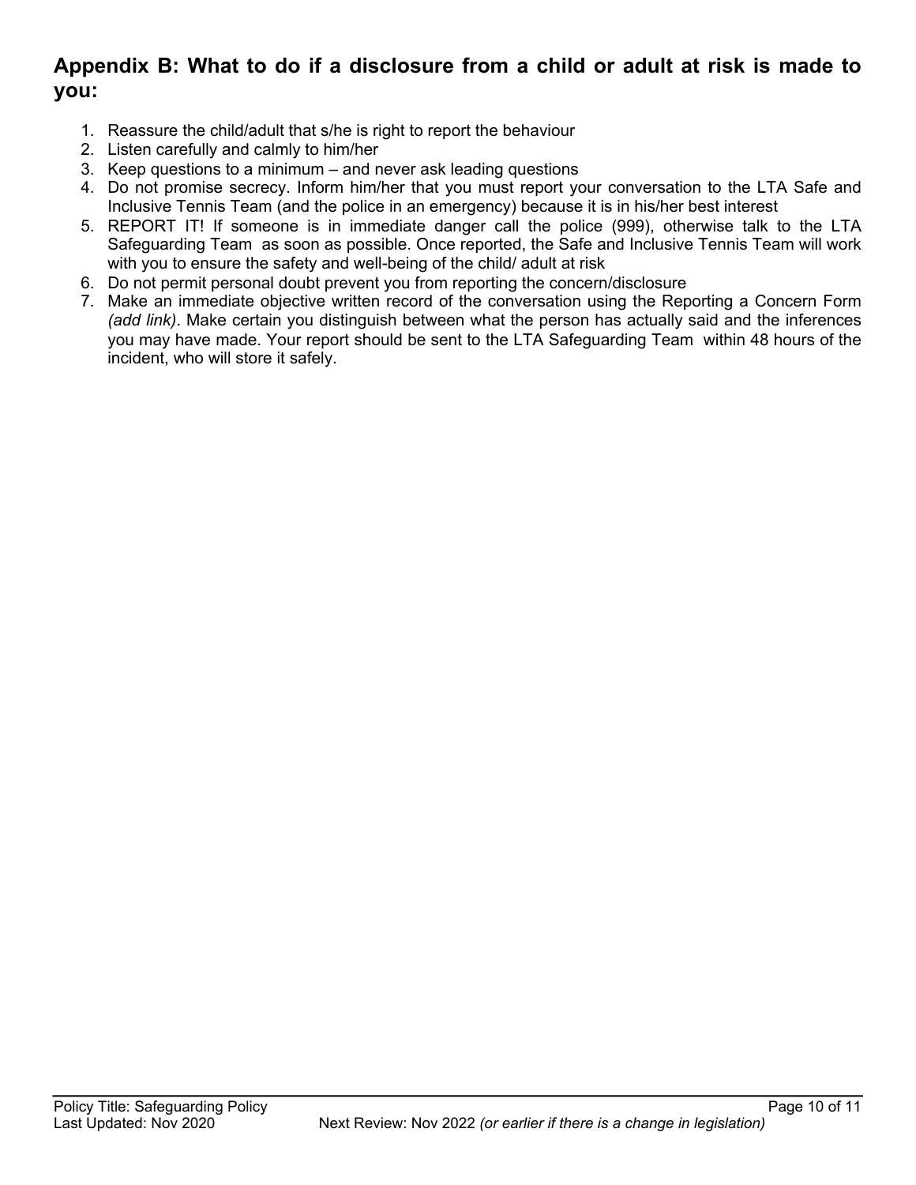## Appendix B: What to do if a disclosure from a child or adult at risk is made to you:

1. Reassure the child/adult that s/he is right to report the behaviour
2. Listen carefully and calmly to him/her
3. Keep questions to a minimum – and never ask leading questions
4. Do not promise secrecy. Inform him/her that you must report your conversation to the LTA Safe and Inclusive Tennis Team (and the police in an emergency) because it is in his/her best interest
5. REPORT IT! If someone is in immediate danger call the police (999), otherwise talk to the LTA Safeguarding Team as soon as possible. Once reported, the Safe and Inclusive Tennis Team will work with you to ensure the safety and well-being of the child/ adult at risk
6. Do not permit personal doubt prevent you from reporting the concern/disclosure
7. Make an immediate objective written record of the conversation using the Reporting a Concern Form *(add link)*. Make certain you distinguish between what the person has actually said and the inferences you may have made. Your report should be sent to the LTA Safeguarding Team within 48 hours of the incident, who will store it safely.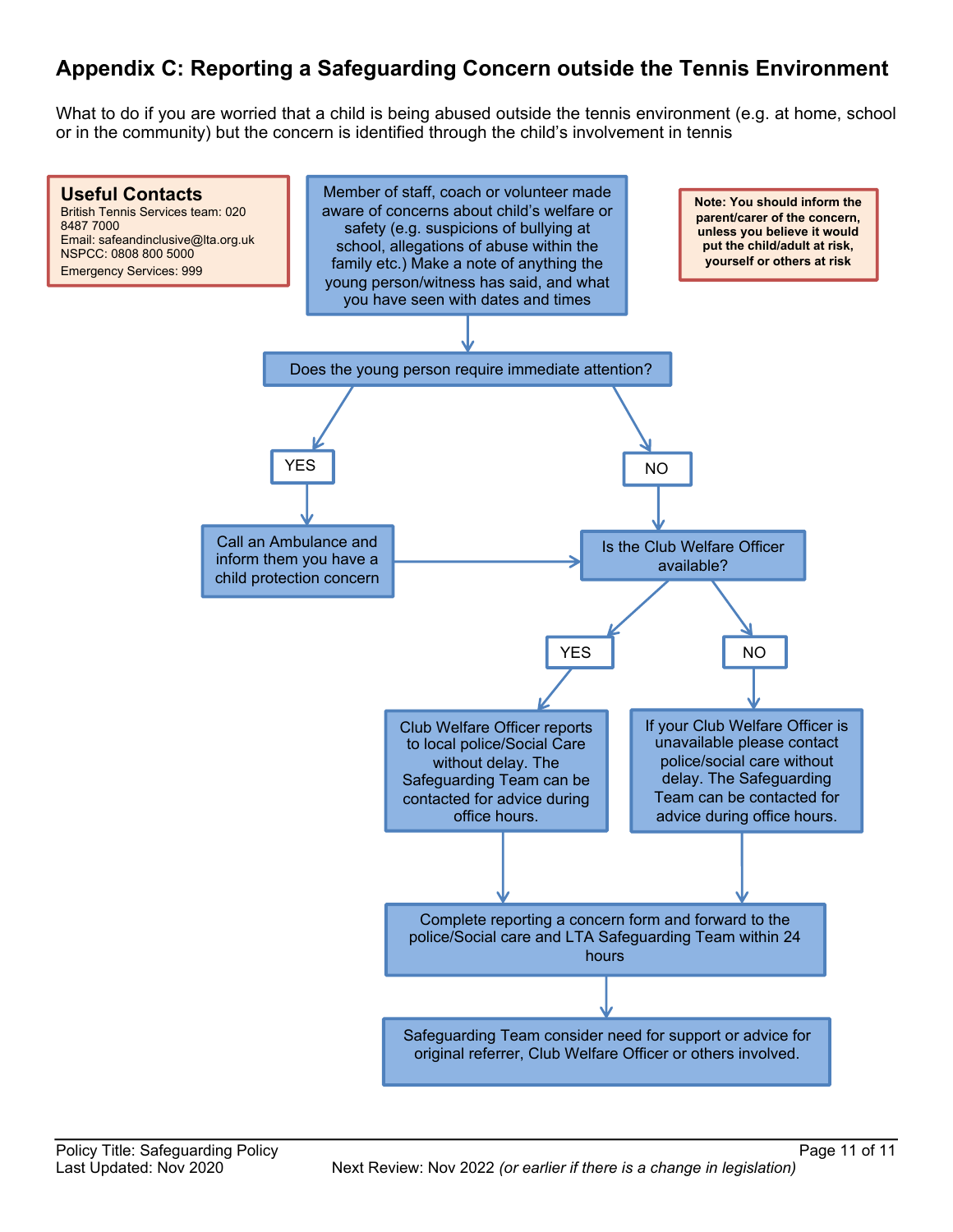## Appendix C: Reporting a Safeguarding Concern outside the Tennis Environment

What to do if you are worried that a child is being abused outside the tennis environment (e.g. at home, school or in the community) but the concern is identified through the child's involvement in tennis

**Useful Contacts**
British Tennis Services team: 020 8487 7000
Email: safeandinclusive@lta.org.uk
NSPCC: 0808 800 5000
Emergency Services: 999

Member of staff, coach or volunteer made aware of concerns about child's welfare or safety (e.g. suspicions of bullying at school, allegations of abuse within the family etc.) Make a note of anything the young person/witness has said, and what you have seen with dates and times

**Note: You should inform the parent/carer of the concern, unless you believe it would put the child/adult at risk, yourself or others at risk**

Does the young person require immediate attention?

YES

Call an Ambulance and inform them you have a child protection concern

NO

Is the Club Welfare Officer available?

YES

Club Welfare Officer reports to local police/Social Care without delay. The Safeguarding Team can be contacted for advice during office hours.

NO

If your Club Welfare Officer is unavailable please contact police/social care without delay. The Safeguarding Team can be contacted for advice during office hours.

Complete reporting a concern form and forward to the police/Social care and LTA Safeguarding Team within 24 hours

Safeguarding Team consider need for support or advice for original referrer, Club Welfare Officer or others involved.

Policy Title: Safeguarding Policy
Last Updated: Nov 2020
Next Review: Nov 2022 *(or earlier if there is a change in legislation)*